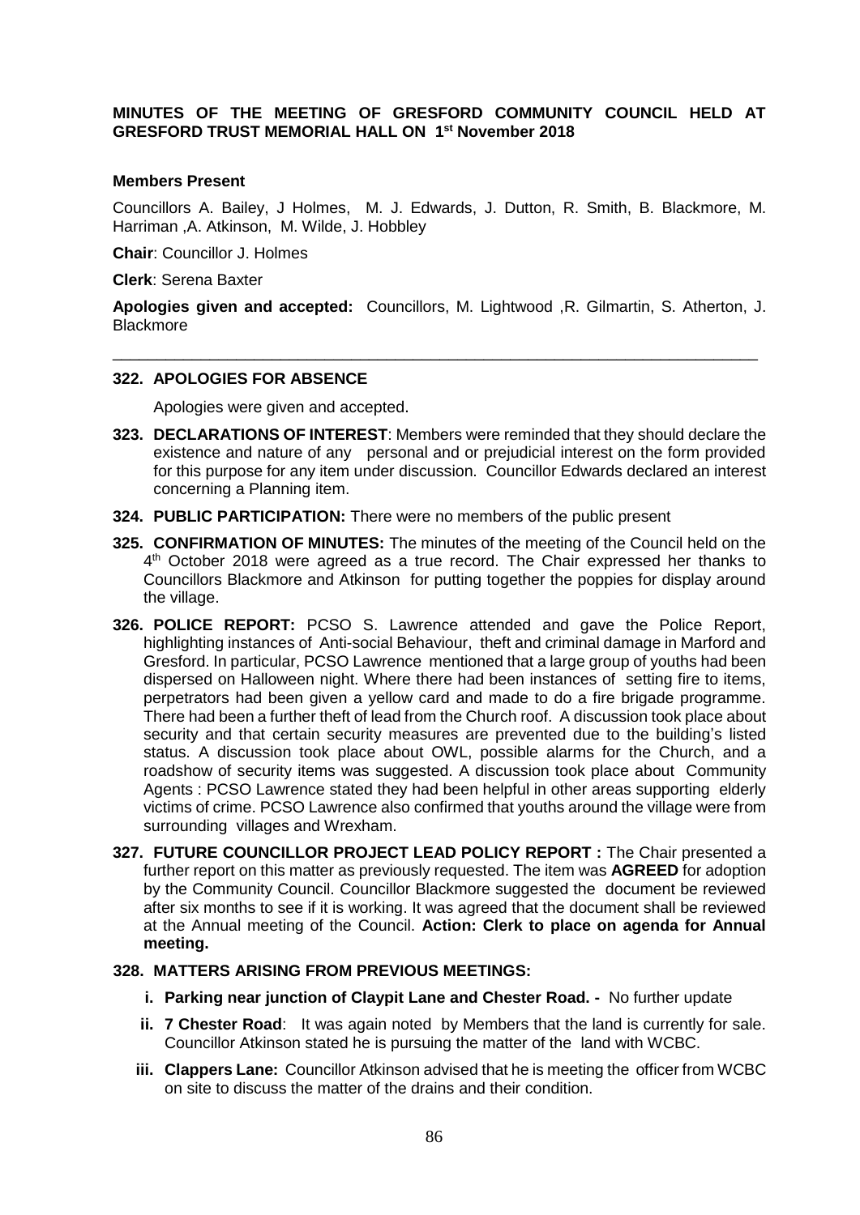**MINUTES OF THE MEETING OF GRESFORD COMMUNITY COUNCIL HELD AT GRESFORD TRUST MEMORIAL HALL ON 1st November 2018**

**Members Present**

Councillors A. Bailey, J Holmes, M. J. Edwards, J. Dutton, R. Smith, B. Blackmore, M. Harriman ,A. Atkinson, M. Wilde, J. Hobbley

**Chair**: Councillor J. Holmes

**Clerk**: Serena Baxter

**Apologies given and accepted:** Councillors, M. Lightwood ,R. Gilmartin, S. Atherton, J. Blackmore

---

**322. APOLOGIES FOR ABSENCE**

Apologies were given and accepted.

**323. DECLARATIONS OF INTEREST**: Members were reminded that they should declare the existence and nature of any personal and or prejudicial interest on the form provided for this purpose for any item under discussion. Councillor Edwards declared an interest concerning a Planning item.

**324. PUBLIC PARTICIPATION:** There were no members of the public present

**325. CONFIRMATION OF MINUTES:** The minutes of the meeting of the Council held on the 4th October 2018 were agreed as a true record. The Chair expressed her thanks to Councillors Blackmore and Atkinson for putting together the poppies for display around the village.

**326. POLICE REPORT:** PCSO S. Lawrence attended and gave the Police Report, highlighting instances of Anti-social Behaviour, theft and criminal damage in Marford and Gresford. In particular, PCSO Lawrence mentioned that a large group of youths had been dispersed on Halloween night. Where there had been instances of setting fire to items, perpetrators had been given a yellow card and made to do a fire brigade programme. There had been a further theft of lead from the Church roof. A discussion took place about security and that certain security measures are prevented due to the building's listed status. A discussion took place about OWL, possible alarms for the Church, and a roadshow of security items was suggested. A discussion took place about Community Agents : PCSO Lawrence stated they had been helpful in other areas supporting elderly victims of crime. PCSO Lawrence also confirmed that youths around the village were from surrounding villages and Wrexham.

**327. FUTURE COUNCILLOR PROJECT LEAD POLICY REPORT :** The Chair presented a further report on this matter as previously requested. The item was **AGREED** for adoption by the Community Council. Councillor Blackmore suggested the document be reviewed after six months to see if it is working. It was agreed that the document shall be reviewed at the Annual meeting of the Council. **Action: Clerk to place on agenda for Annual meeting.**

**328. MATTERS ARISING FROM PREVIOUS MEETINGS:**

- **i. Parking near junction of Claypit Lane and Chester Road. -** No further update
- **ii. 7 Chester Road**: It was again noted by Members that the land is currently for sale. Councillor Atkinson stated he is pursuing the matter of the land with WCBC.
- **iii. Clappers Lane:** Councillor Atkinson advised that he is meeting the officer from WCBC on site to discuss the matter of the drains and their condition.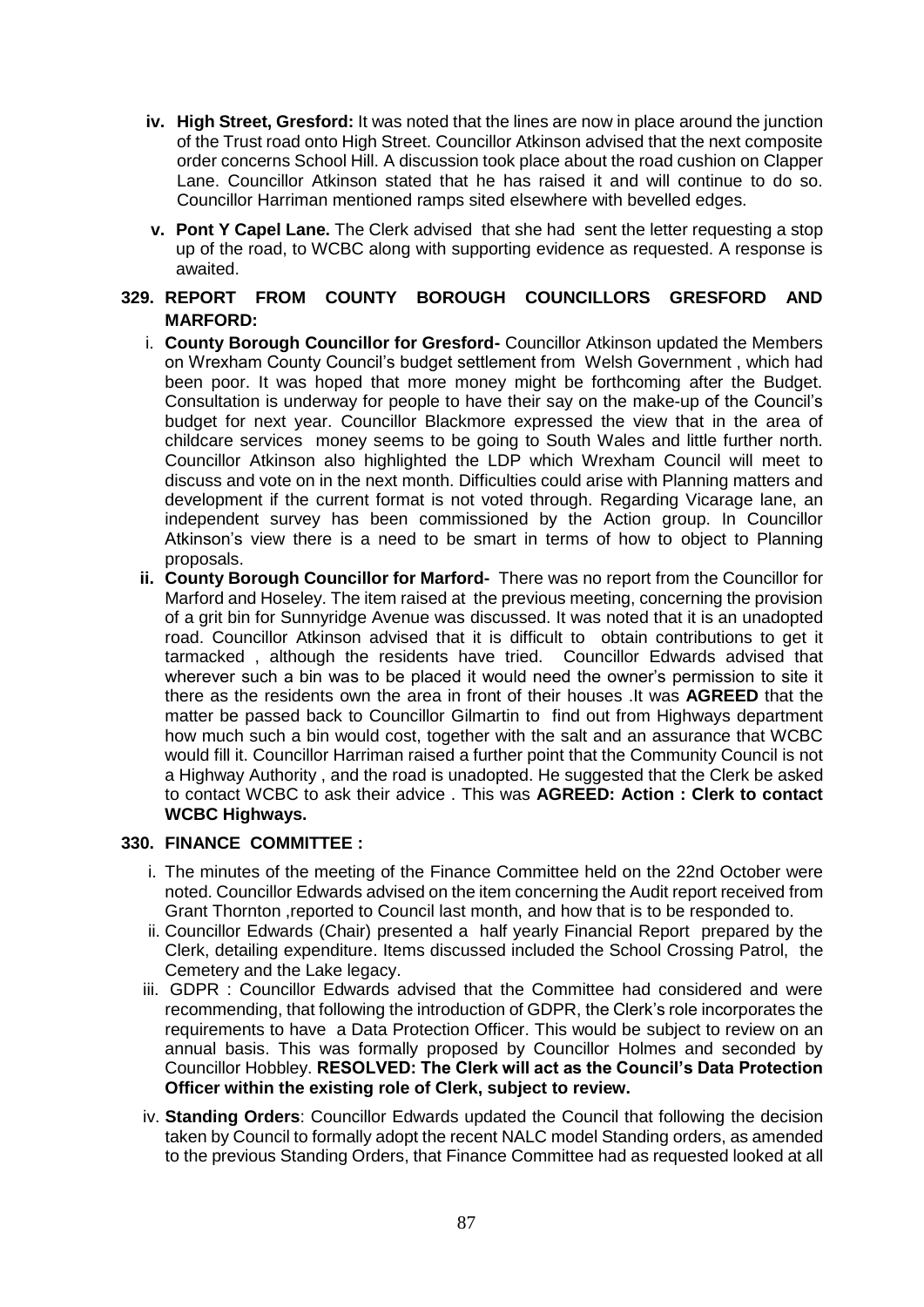- **iv. High Street, Gresford:** It was noted that the lines are now in place around the junction of the Trust road onto High Street. Councillor Atkinson advised that the next composite order concerns School Hill. A discussion took place about the road cushion on Clapper Lane. Councillor Atkinson stated that he has raised it and will continue to do so. Councillor Harriman mentioned ramps sited elsewhere with bevelled edges.
- **v. Pont Y Capel Lane.** The Clerk advised that she had sent the letter requesting a stop up of the road, to WCBC along with supporting evidence as requested. A response is awaited.

## 329. REPORT FROM COUNTY BOROUGH COUNCILLORS GRESFORD AND MARFORD:

- i. **County Borough Councillor for Gresford-** Councillor Atkinson updated the Members on Wrexham County Council's budget settlement from Welsh Government , which had been poor. It was hoped that more money might be forthcoming after the Budget. Consultation is underway for people to have their say on the make-up of the Council's budget for next year. Councillor Blackmore expressed the view that in the area of childcare services money seems to be going to South Wales and little further north. Councillor Atkinson also highlighted the LDP which Wrexham Council will meet to discuss and vote on in the next month. Difficulties could arise with Planning matters and development if the current format is not voted through. Regarding Vicarage lane, an independent survey has been commissioned by the Action group. In Councillor Atkinson's view there is a need to be smart in terms of how to object to Planning proposals.
- ii. **County Borough Councillor for Marford-** There was no report from the Councillor for Marford and Hoseley. The item raised at the previous meeting, concerning the provision of a grit bin for Sunnyridge Avenue was discussed. It was noted that it is an unadopted road. Councillor Atkinson advised that it is difficult to obtain contributions to get it tarmacked , although the residents have tried. Councillor Edwards advised that wherever such a bin was to be placed it would need the owner's permission to site it there as the residents own the area in front of their houses .It was **AGREED** that the matter be passed back to Councillor Gilmartin to find out from Highways department how much such a bin would cost, together with the salt and an assurance that WCBC would fill it. Councillor Harriman raised a further point that the Community Council is not a Highway Authority , and the road is unadopted. He suggested that the Clerk be asked to contact WCBC to ask their advice . This was **AGREED: Action : Clerk to contact WCBC Highways.**

## 330. FINANCE COMMITTEE :

- i. The minutes of the meeting of the Finance Committee held on the 22nd October were noted. Councillor Edwards advised on the item concerning the Audit report received from Grant Thornton ,reported to Council last month, and how that is to be responded to.
- ii. Councillor Edwards (Chair) presented a half yearly Financial Report prepared by the Clerk, detailing expenditure. Items discussed included the School Crossing Patrol, the Cemetery and the Lake legacy.
- iii. GDPR : Councillor Edwards advised that the Committee had considered and were recommending, that following the introduction of GDPR, the Clerk's role incorporates the requirements to have a Data Protection Officer. This would be subject to review on an annual basis. This was formally proposed by Councillor Holmes and seconded by Councillor Hobbley. **RESOLVED: The Clerk will act as the Council's Data Protection Officer within the existing role of Clerk, subject to review.**
- iv. **Standing Orders**: Councillor Edwards updated the Council that following the decision taken by Council to formally adopt the recent NALC model Standing orders, as amended to the previous Standing Orders, that Finance Committee had as requested looked at all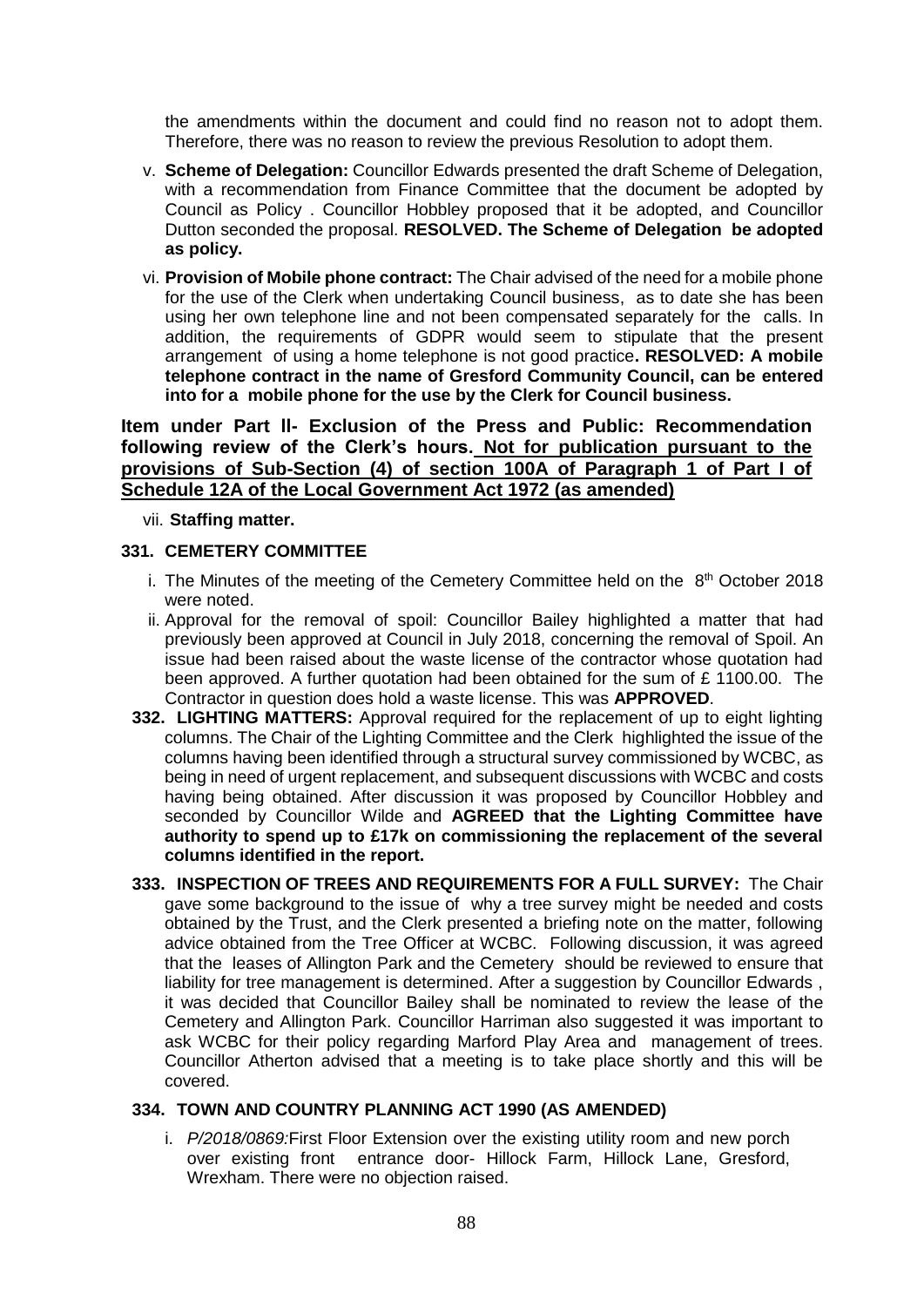the amendments within the document and could find no reason not to adopt them. Therefore, there was no reason to review the previous Resolution to adopt them.

v. **Scheme of Delegation:** Councillor Edwards presented the draft Scheme of Delegation, with a recommendation from Finance Committee that the document be adopted by Council as Policy . Councillor Hobbley proposed that it be adopted, and Councillor Dutton seconded the proposal. **RESOLVED. The Scheme of Delegation be adopted as policy.**

vi. **Provision of Mobile phone contract:** The Chair advised of the need for a mobile phone for the use of the Clerk when undertaking Council business, as to date she has been using her own telephone line and not been compensated separately for the calls. In addition, the requirements of GDPR would seem to stipulate that the present arrangement of using a home telephone is not good practice**. RESOLVED: A mobile telephone contract in the name of Gresford Community Council, can be entered into for a mobile phone for the use by the Clerk for Council business.**

**Item under Part ll- Exclusion of the Press and Public: Recommendation following review of the Clerk's hours. Not for publication pursuant to the provisions of Sub-Section (4) of section 100A of Paragraph 1 of Part I of Schedule 12A of the Local Government Act 1972 (as amended)**

vii. **Staffing matter.**

**331. CEMETERY COMMITTEE**

i. The Minutes of the meeting of the Cemetery Committee held on the 8th October 2018 were noted.

ii. Approval for the removal of spoil: Councillor Bailey highlighted a matter that had previously been approved at Council in July 2018, concerning the removal of Spoil. An issue had been raised about the waste license of the contractor whose quotation had been approved. A further quotation had been obtained for the sum of £ 1100.00. The Contractor in question does hold a waste license. This was **APPROVED**.

**332. LIGHTING MATTERS:** Approval required for the replacement of up to eight lighting columns. The Chair of the Lighting Committee and the Clerk highlighted the issue of the columns having been identified through a structural survey commissioned by WCBC, as being in need of urgent replacement, and subsequent discussions with WCBC and costs having being obtained. After discussion it was proposed by Councillor Hobbley and seconded by Councillor Wilde and **AGREED that the Lighting Committee have authority to spend up to £17k on commissioning the replacement of the several columns identified in the report.**

**333. INSPECTION OF TREES AND REQUIREMENTS FOR A FULL SURVEY:** The Chair gave some background to the issue of why a tree survey might be needed and costs obtained by the Trust, and the Clerk presented a briefing note on the matter, following advice obtained from the Tree Officer at WCBC. Following discussion, it was agreed that the leases of Allington Park and the Cemetery should be reviewed to ensure that liability for tree management is determined. After a suggestion by Councillor Edwards , it was decided that Councillor Bailey shall be nominated to review the lease of the Cemetery and Allington Park. Councillor Harriman also suggested it was important to ask WCBC for their policy regarding Marford Play Area and management of trees. Councillor Atherton advised that a meeting is to take place shortly and this will be covered.

**334. TOWN AND COUNTRY PLANNING ACT 1990 (AS AMENDED)**

i. *P/2018/0869:*First Floor Extension over the existing utility room and new porch over existing front entrance door- Hillock Farm, Hillock Lane, Gresford, Wrexham. There were no objection raised.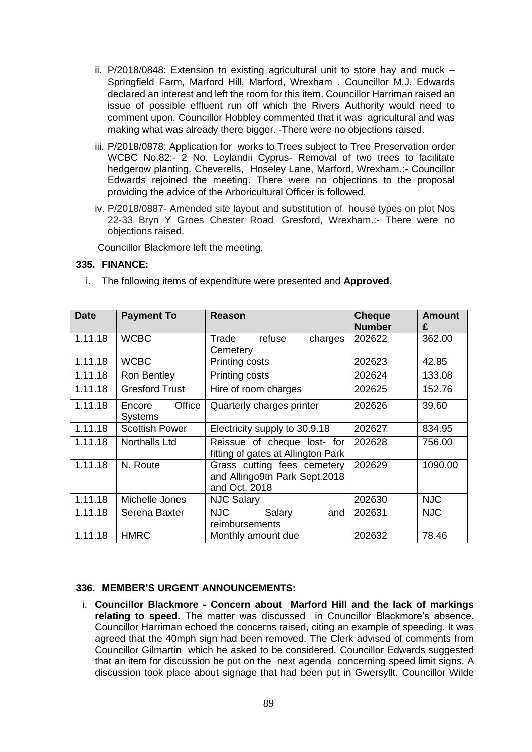ii. P/2018/0848: Extension to existing agricultural unit to store hay and muck – Springfield Farm, Marford Hill, Marford, Wrexham . Councillor M.J. Edwards declared an interest and left the room for this item. Councillor Harriman raised an issue of possible effluent run off which the Rivers Authority would need to comment upon. Councillor Hobbley commented that it was agricultural and was making what was already there bigger. -There were no objections raised.

iii. P/2018/0878: Application for works to Trees subject to Tree Preservation order WCBC No.82:- 2 No. Leylandii Cyprus- Removal of two trees to facilitate hedgerow planting. Cheverells, Hoseley Lane, Marford, Wrexham.:- Councillor Edwards rejoined the meeting. There were no objections to the proposal providing the advice of the Arboricultural Officer is followed.

iv. P/2018/0887- Amended site layout and substitution of house types on plot Nos 22-33 Bryn Y Groes Chester Road Gresford, Wrexham.:- There were no objections raised.

Councillor Blackmore left the meeting.

**335. FINANCE:**

i. The following items of expenditure were presented and **Approved**.

| Date | Payment To | Reason | Cheque Number | Amount £ |
|---|---|---|---|---|
| 1.11.18 | WCBC | Trade refuse charges Cemetery | 202622 | 362.00 |
| 1.11.18 | WCBC | Printing costs | 202623 | 42.85 |
| 1.11.18 | Ron Bentley | Printing costs | 202624 | 133.08 |
| 1.11.18 | Gresford Trust | Hire of room charges | 202625 | 152.76 |
| 1.11.18 | Encore Office Systems | Quarterly charges printer | 202626 | 39.60 |
| 1.11.18 | Scottish Power | Electricity supply to 30.9.18 | 202627 | 834.95 |
| 1.11.18 | Northalls Ltd | Reissue of cheque lost- for fitting of gates at Allington Park | 202628 | 756.00 |
| 1.11.18 | N. Route | Grass cutting fees cemetery and Allingo9tn Park Sept.2018 and Oct. 2018 | 202629 | 1090.00 |
| 1.11.18 | Michelle Jones | NJC Salary | 202630 | NJC |
| 1.11.18 | Serena Baxter | NJC Salary and reimbursements | 202631 | NJC |
| 1.11.18 | HMRC | Monthly amount due | 202632 | 78.46 |

**336. MEMBER'S URGENT ANNOUNCEMENTS:**

i. **Councillor Blackmore - Concern about Marford Hill and the lack of markings relating to speed.** The matter was discussed in Councillor Blackmore's absence. Councillor Harriman echoed the concerns raised, citing an example of speeding. It was agreed that the 40mph sign had been removed. The Clerk advised of comments from Councillor Gilmartin which he asked to be considered. Councillor Edwards suggested that an item for discussion be put on the next agenda concerning speed limit signs. A discussion took place about signage that had been put in Gwersyllt. Councillor Wilde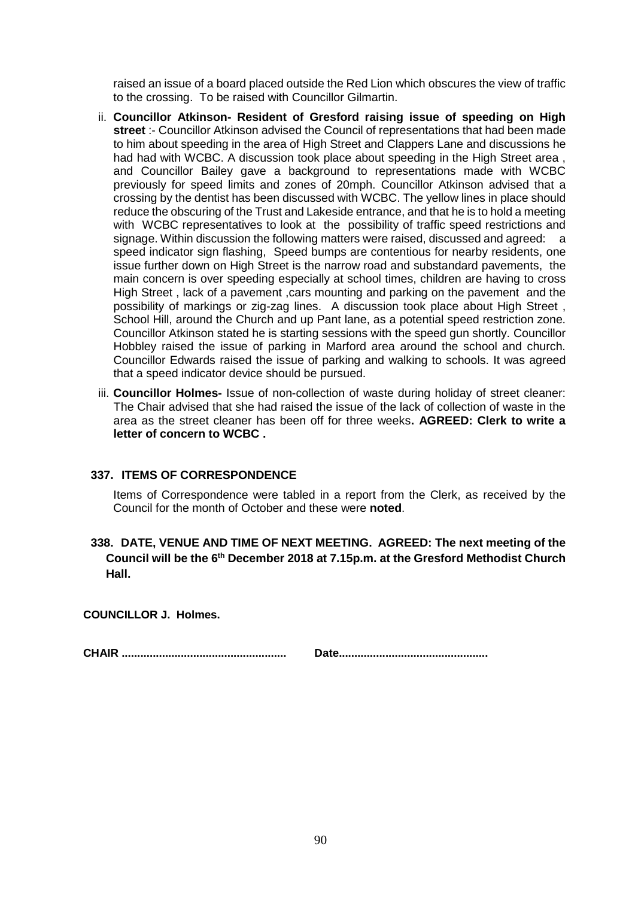raised an issue of a board placed outside the Red Lion which obscures the view of traffic to the crossing. To be raised with Councillor Gilmartin.

ii. **Councillor Atkinson- Resident of Gresford raising issue of speeding on High street** :- Councillor Atkinson advised the Council of representations that had been made to him about speeding in the area of High Street and Clappers Lane and discussions he had had with WCBC. A discussion took place about speeding in the High Street area , and Councillor Bailey gave a background to representations made with WCBC previously for speed limits and zones of 20mph. Councillor Atkinson advised that a crossing by the dentist has been discussed with WCBC. The yellow lines in place should reduce the obscuring of the Trust and Lakeside entrance, and that he is to hold a meeting with WCBC representatives to look at the possibility of traffic speed restrictions and signage. Within discussion the following matters were raised, discussed and agreed: a speed indicator sign flashing, Speed bumps are contentious for nearby residents, one issue further down on High Street is the narrow road and substandard pavements, the main concern is over speeding especially at school times, children are having to cross High Street , lack of a pavement ,cars mounting and parking on the pavement and the possibility of markings or zig-zag lines. A discussion took place about High Street , School Hill, around the Church and up Pant lane, as a potential speed restriction zone. Councillor Atkinson stated he is starting sessions with the speed gun shortly. Councillor Hobbley raised the issue of parking in Marford area around the school and church. Councillor Edwards raised the issue of parking and walking to schools. It was agreed that a speed indicator device should be pursued.

iii. **Councillor Holmes-** Issue of non-collection of waste during holiday of street cleaner: The Chair advised that she had raised the issue of the lack of collection of waste in the area as the street cleaner has been off for three weeks**. AGREED: Clerk to write a letter of concern to WCBC .**

## 337. ITEMS OF CORRESPONDENCE

Items of Correspondence were tabled in a report from the Clerk, as received by the Council for the month of October and these were **noted**.

## 338. DATE, VENUE AND TIME OF NEXT MEETING. AGREED: The next meeting of the Council will be the 6th December 2018 at 7.15p.m. at the Gresford Methodist Church Hall.

**COUNCILLOR J. Holmes.**

**CHAIR .................................................... Date...............................................**